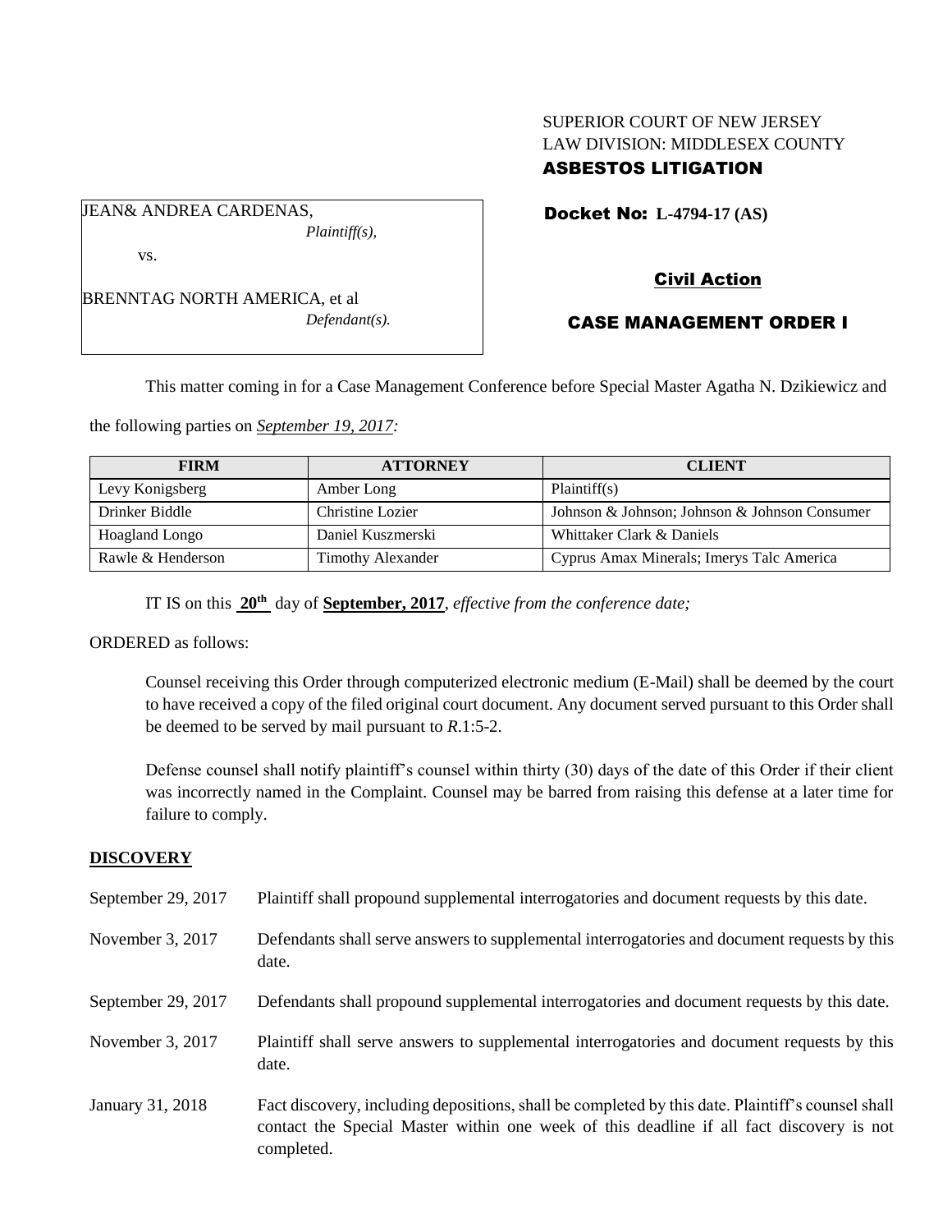SUPERIOR COURT OF NEW JERSEY
LAW DIVISION: MIDDLESEX COUNTY
**ASBESTOS LITIGATION**

JEAN& ANDREA CARDENAS,
*Plaintiff(s),*

vs.

BRENNTAG NORTH AMERICA, et al
*Defendant(s).*

**Docket No: L-4794-17 (AS)**

**Civil Action**

**CASE MANAGEMENT ORDER I**

This matter coming in for a Case Management Conference before Special Master Agatha N. Dzikiewicz and the following parties on ***September 19, 2017:***

| FIRM | ATTORNEY | CLIENT |
|---|---|---|
| Levy Konigsberg | Amber Long | Plaintiff(s) |
| Drinker Biddle | Christine Lozier | Johnson & Johnson; Johnson & Johnson Consumer |
| Hoagland Longo | Daniel Kuszmerski | Whittaker Clark & Daniels |
| Rawle & Henderson | Timothy Alexander | Cyprus Amax Minerals; Imerys Talc America |

IT IS on this **20th** day of **September, 2017**, *effective from the conference date;*

ORDERED as follows:

Counsel receiving this Order through computerized electronic medium (E-Mail) shall be deemed by the court to have received a copy of the filed original court document. Any document served pursuant to this Order shall be deemed to be served by mail pursuant to *R*.1:5-2.

Defense counsel shall notify plaintiff's counsel within thirty (30) days of the date of this Order if their client was incorrectly named in the Complaint. Counsel may be barred from raising this defense at a later time for failure to comply.

## DISCOVERY

September 29, 2017 Plaintiff shall propound supplemental interrogatories and document requests by this date.

November 3, 2017 Defendants shall serve answers to supplemental interrogatories and document requests by this date.

September 29, 2017 Defendants shall propound supplemental interrogatories and document requests by this date.

November 3, 2017 Plaintiff shall serve answers to supplemental interrogatories and document requests by this date.

January 31, 2018 Fact discovery, including depositions, shall be completed by this date. Plaintiff's counsel shall contact the Special Master within one week of this deadline if all fact discovery is not completed.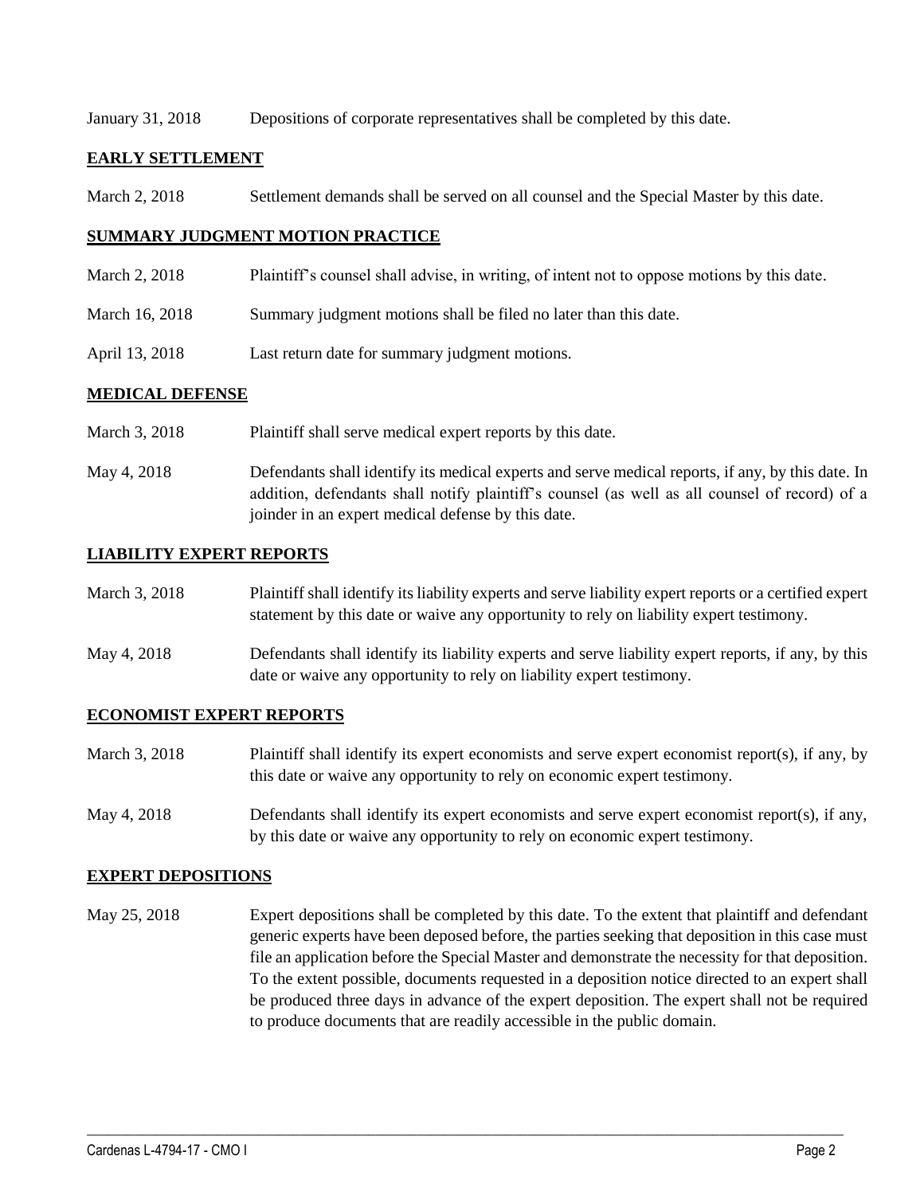January 31, 2018 Depositions of corporate representatives shall be completed by this date.

## EARLY SETTLEMENT

March 2, 2018 Settlement demands shall be served on all counsel and the Special Master by this date.

## SUMMARY JUDGMENT MOTION PRACTICE

March 2, 2018 Plaintiff's counsel shall advise, in writing, of intent not to oppose motions by this date.

March 16, 2018 Summary judgment motions shall be filed no later than this date.

April 13, 2018 Last return date for summary judgment motions.

## MEDICAL DEFENSE

March 3, 2018 Plaintiff shall serve medical expert reports by this date.

May 4, 2018 Defendants shall identify its medical experts and serve medical reports, if any, by this date. In addition, defendants shall notify plaintiff's counsel (as well as all counsel of record) of a joinder in an expert medical defense by this date.

## LIABILITY EXPERT REPORTS

March 3, 2018 Plaintiff shall identify its liability experts and serve liability expert reports or a certified expert statement by this date or waive any opportunity to rely on liability expert testimony.

May 4, 2018 Defendants shall identify its liability experts and serve liability expert reports, if any, by this date or waive any opportunity to rely on liability expert testimony.

## ECONOMIST EXPERT REPORTS

March 3, 2018 Plaintiff shall identify its expert economists and serve expert economist report(s), if any, by this date or waive any opportunity to rely on economic expert testimony.

May 4, 2018 Defendants shall identify its expert economists and serve expert economist report(s), if any, by this date or waive any opportunity to rely on economic expert testimony.

## EXPERT DEPOSITIONS

May 25, 2018 Expert depositions shall be completed by this date. To the extent that plaintiff and defendant generic experts have been deposed before, the parties seeking that deposition in this case must file an application before the Special Master and demonstrate the necessity for that deposition. To the extent possible, documents requested in a deposition notice directed to an expert shall be produced three days in advance of the expert deposition. The expert shall not be required to produce documents that are readily accessible in the public domain.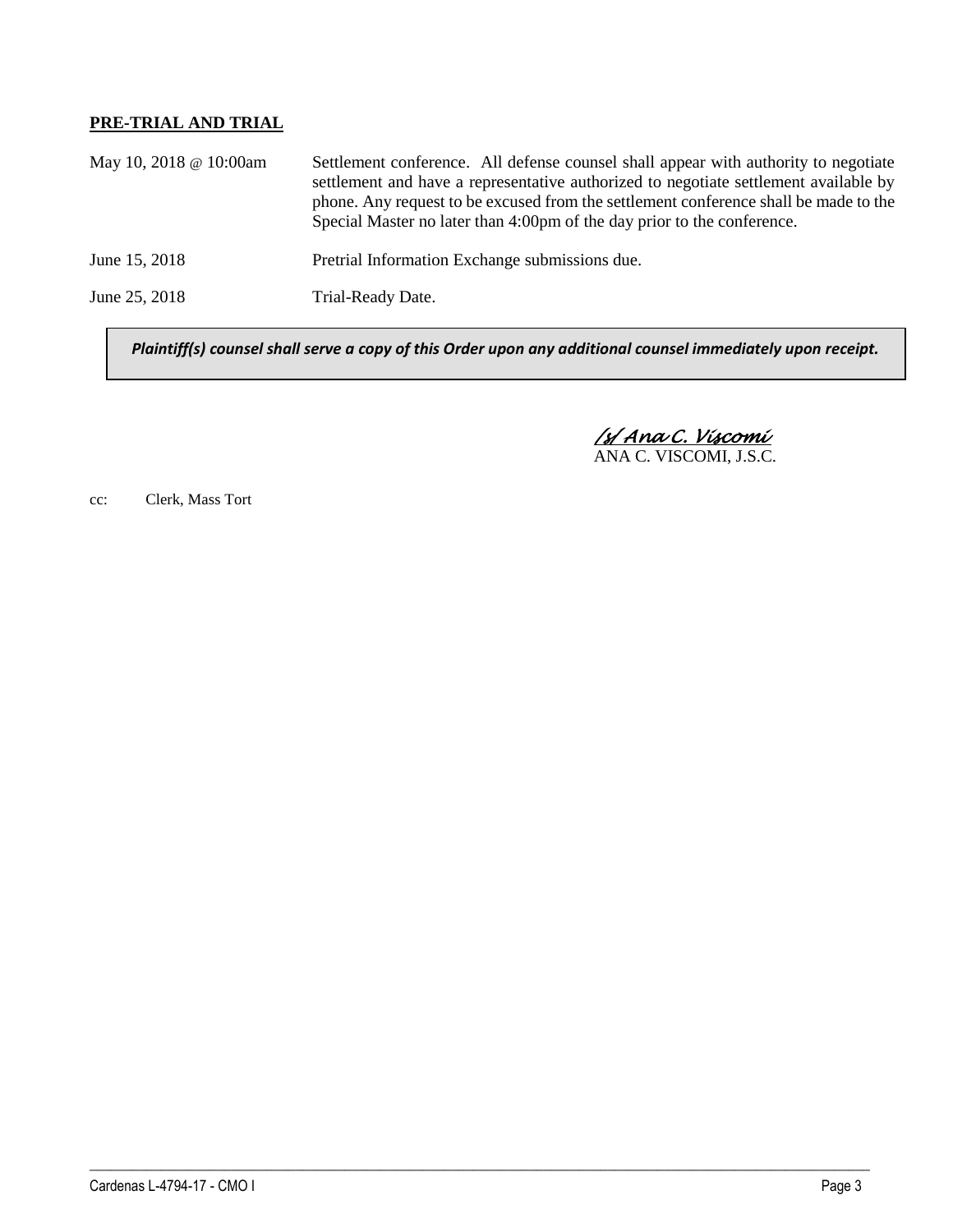**PRE-TRIAL AND TRIAL**

| | |
|---|---|
| May 10, 2018 @ 10:00am | Settlement conference. All defense counsel shall appear with authority to negotiate settlement and have a representative authorized to negotiate settlement available by phone. Any request to be excused from the settlement conference shall be made to the Special Master no later than 4:00pm of the day prior to the conference. |
| June 15, 2018 | Pretrial Information Exchange submissions due. |
| June 25, 2018 | Trial-Ready Date. |

***Plaintiff(s) counsel shall serve a copy of this Order upon any additional counsel immediately upon receipt.***

*/s/ Ana C. Viscomi*
ANA C. VISCOMI, J.S.C.

cc: Clerk, Mass Tort